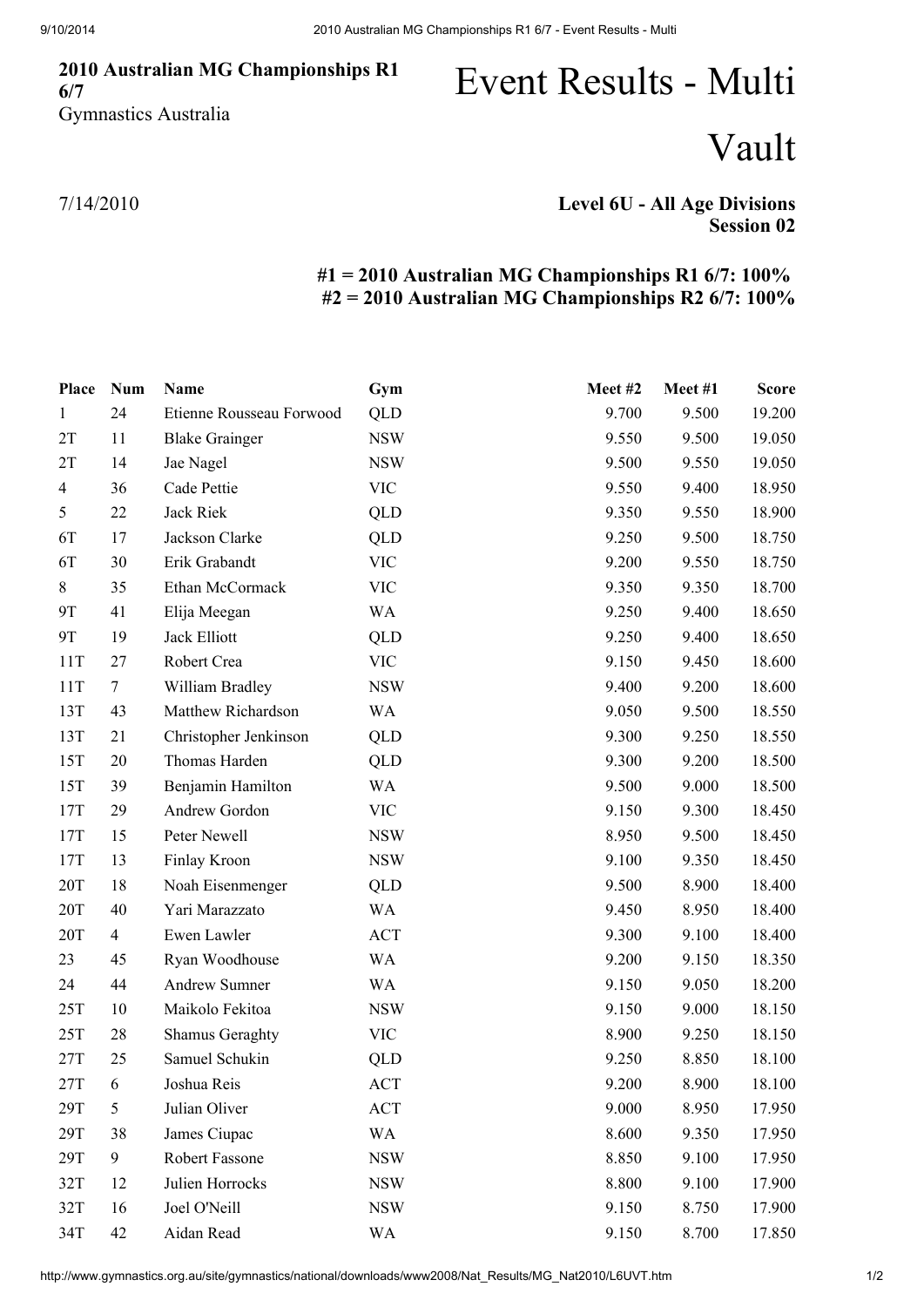**2010 Australian MG Championships R1 6/7**
Gymnastics Australia

# Event Results - Multi

# Vault

7/14/2010

**Level 6U - All Age Divisions**
**Session 02**

**#1 = 2010 Australian MG Championships R1 6/7: 100%**
**#2 = 2010 Australian MG Championships R2 6/7: 100%**

| Place | Num | Name | Gym | Meet #2 | Meet #1 | Score |
|---|---|---|---|---|---|---|
| 1 | 24 | Etienne Rousseau Forwood | QLD | 9.700 | 9.500 | 19.200 |
| 2T | 11 | Blake Grainger | NSW | 9.550 | 9.500 | 19.050 |
| 2T | 14 | Jae Nagel | NSW | 9.500 | 9.550 | 19.050 |
| 4 | 36 | Cade Pettie | VIC | 9.550 | 9.400 | 18.950 |
| 5 | 22 | Jack Riek | QLD | 9.350 | 9.550 | 18.900 |
| 6T | 17 | Jackson Clarke | QLD | 9.250 | 9.500 | 18.750 |
| 6T | 30 | Erik Grabandt | VIC | 9.200 | 9.550 | 18.750 |
| 8 | 35 | Ethan McCormack | VIC | 9.350 | 9.350 | 18.700 |
| 9T | 41 | Elija Meegan | WA | 9.250 | 9.400 | 18.650 |
| 9T | 19 | Jack Elliott | QLD | 9.250 | 9.400 | 18.650 |
| 11T | 27 | Robert Crea | VIC | 9.150 | 9.450 | 18.600 |
| 11T | 7 | William Bradley | NSW | 9.400 | 9.200 | 18.600 |
| 13T | 43 | Matthew Richardson | WA | 9.050 | 9.500 | 18.550 |
| 13T | 21 | Christopher Jenkinson | QLD | 9.300 | 9.250 | 18.550 |
| 15T | 20 | Thomas Harden | QLD | 9.300 | 9.200 | 18.500 |
| 15T | 39 | Benjamin Hamilton | WA | 9.500 | 9.000 | 18.500 |
| 17T | 29 | Andrew Gordon | VIC | 9.150 | 9.300 | 18.450 |
| 17T | 15 | Peter Newell | NSW | 8.950 | 9.500 | 18.450 |
| 17T | 13 | Finlay Kroon | NSW | 9.100 | 9.350 | 18.450 |
| 20T | 18 | Noah Eisenmenger | QLD | 9.500 | 8.900 | 18.400 |
| 20T | 40 | Yari Marazzato | WA | 9.450 | 8.950 | 18.400 |
| 20T | 4 | Ewen Lawler | ACT | 9.300 | 9.100 | 18.400 |
| 23 | 45 | Ryan Woodhouse | WA | 9.200 | 9.150 | 18.350 |
| 24 | 44 | Andrew Sumner | WA | 9.150 | 9.050 | 18.200 |
| 25T | 10 | Maikolo Fekitoa | NSW | 9.150 | 9.000 | 18.150 |
| 25T | 28 | Shamus Geraghty | VIC | 8.900 | 9.250 | 18.150 |
| 27T | 25 | Samuel Schukin | QLD | 9.250 | 8.850 | 18.100 |
| 27T | 6 | Joshua Reis | ACT | 9.200 | 8.900 | 18.100 |
| 29T | 5 | Julian Oliver | ACT | 9.000 | 8.950 | 17.950 |
| 29T | 38 | James Ciupac | WA | 8.600 | 9.350 | 17.950 |
| 29T | 9 | Robert Fassone | NSW | 8.850 | 9.100 | 17.950 |
| 32T | 12 | Julien Horrocks | NSW | 8.800 | 9.100 | 17.900 |
| 32T | 16 | Joel O'Neill | NSW | 9.150 | 8.750 | 17.900 |
| 34T | 42 | Aidan Read | WA | 9.150 | 8.700 | 17.850 |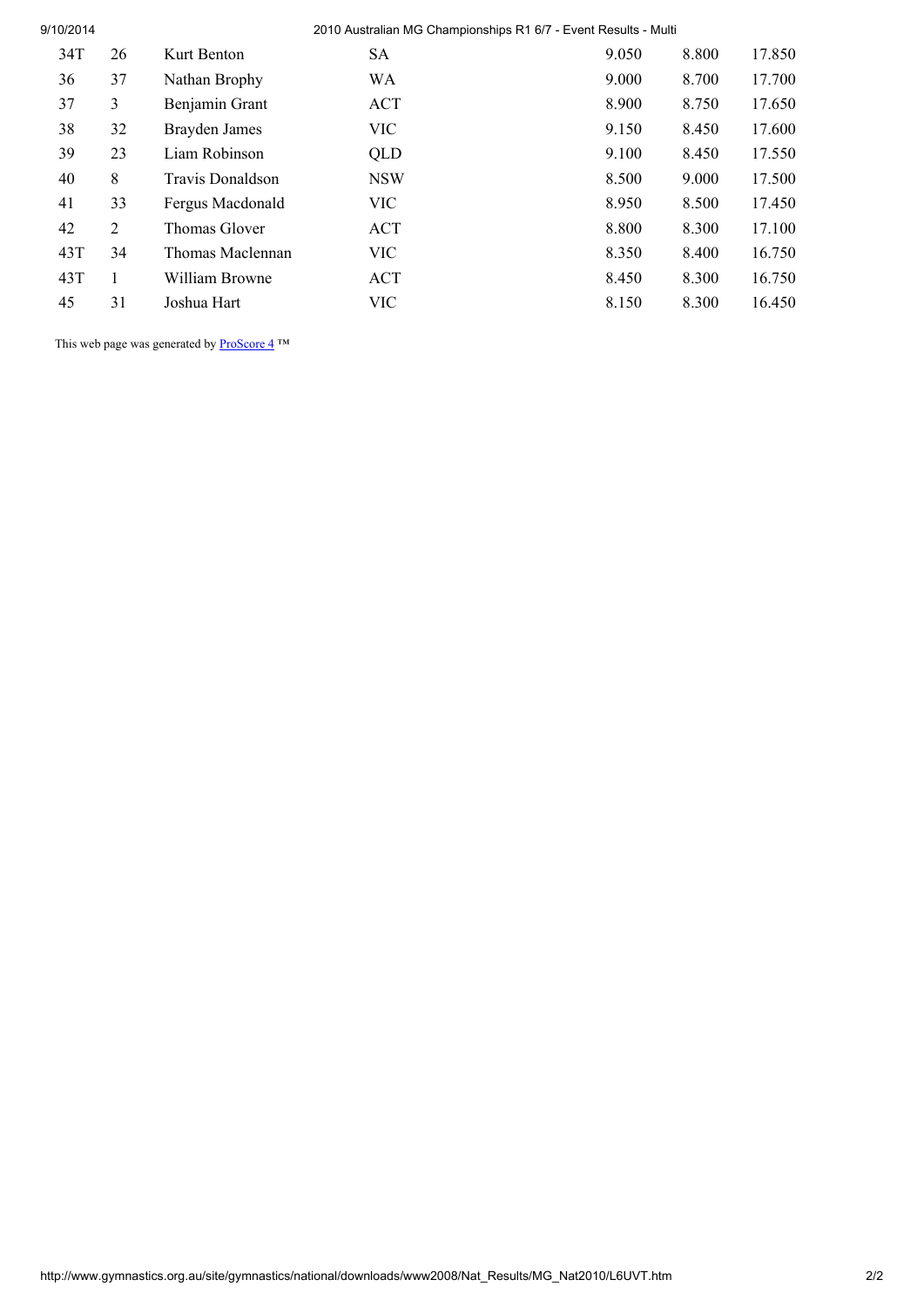| | | | | | | |
|---|---|---|---|---|---|---|
| 34T | 26 | Kurt Benton | SA | 9.050 | 8.800 | 17.850 |
| 36 | 37 | Nathan Brophy | WA | 9.000 | 8.700 | 17.700 |
| 37 | 3 | Benjamin Grant | ACT | 8.900 | 8.750 | 17.650 |
| 38 | 32 | Brayden James | VIC | 9.150 | 8.450 | 17.600 |
| 39 | 23 | Liam Robinson | QLD | 9.100 | 8.450 | 17.550 |
| 40 | 8 | Travis Donaldson | NSW | 8.500 | 9.000 | 17.500 |
| 41 | 33 | Fergus Macdonald | VIC | 8.950 | 8.500 | 17.450 |
| 42 | 2 | Thomas Glover | ACT | 8.800 | 8.300 | 17.100 |
| 43T | 34 | Thomas Maclennan | VIC | 8.350 | 8.400 | 16.750 |
| 43T | 1 | William Browne | ACT | 8.450 | 8.300 | 16.750 |
| 45 | 31 | Joshua Hart | VIC | 8.150 | 8.300 | 16.450 |

This web page was generated by ProScore 4 ™